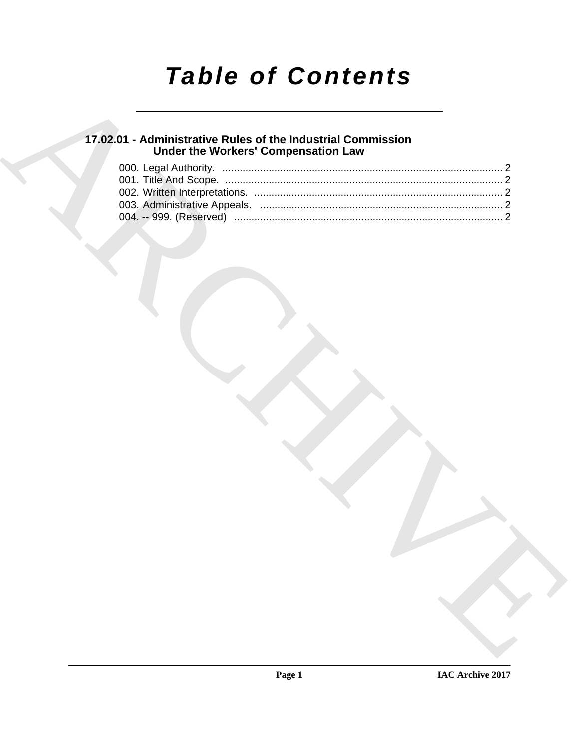# Table of Contents

## 17.02.01 - Administrative Rules of the Industrial Commission Under the Workers' Compensation Law

000. Legal Authority. ................................................................................................ 2
001. Title And Scope. ................................................................................................ 2
002. Written Interpretations. ...................................................................................... 2
003. Administrative Appeals. .................................................................................... 2
004. -- 999. (Reserved) ............................................................................................. 2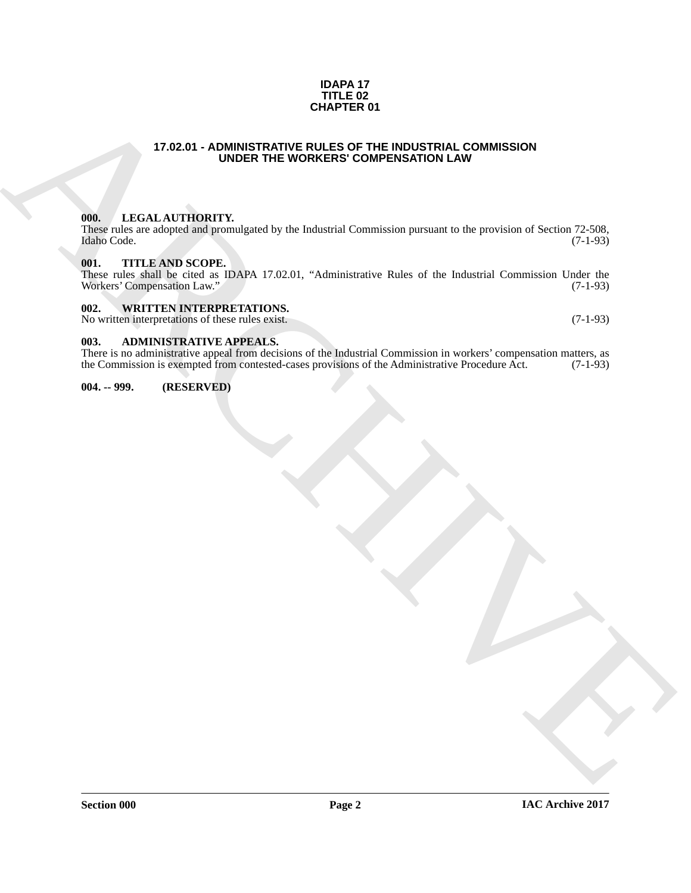**IDAPA 17**
**TITLE 02**
**CHAPTER 01**

## 17.02.01 - ADMINISTRATIVE RULES OF THE INDUSTRIAL COMMISSION UNDER THE WORKERS' COMPENSATION LAW

### 000. LEGAL AUTHORITY.

These rules are adopted and promulgated by the Industrial Commission pursuant to the provision of Section 72-508, Idaho Code. (7-1-93)

### 001. TITLE AND SCOPE.

These rules shall be cited as IDAPA 17.02.01, "Administrative Rules of the Industrial Commission Under the Workers' Compensation Law." (7-1-93)

### 002. WRITTEN INTERPRETATIONS.

No written interpretations of these rules exist. (7-1-93)

### 003. ADMINISTRATIVE APPEALS.

There is no administrative appeal from decisions of the Industrial Commission in workers' compensation matters, as the Commission is exempted from contested-cases provisions of the Administrative Procedure Act. (7-1-93)

### 004. -- 999. (RESERVED)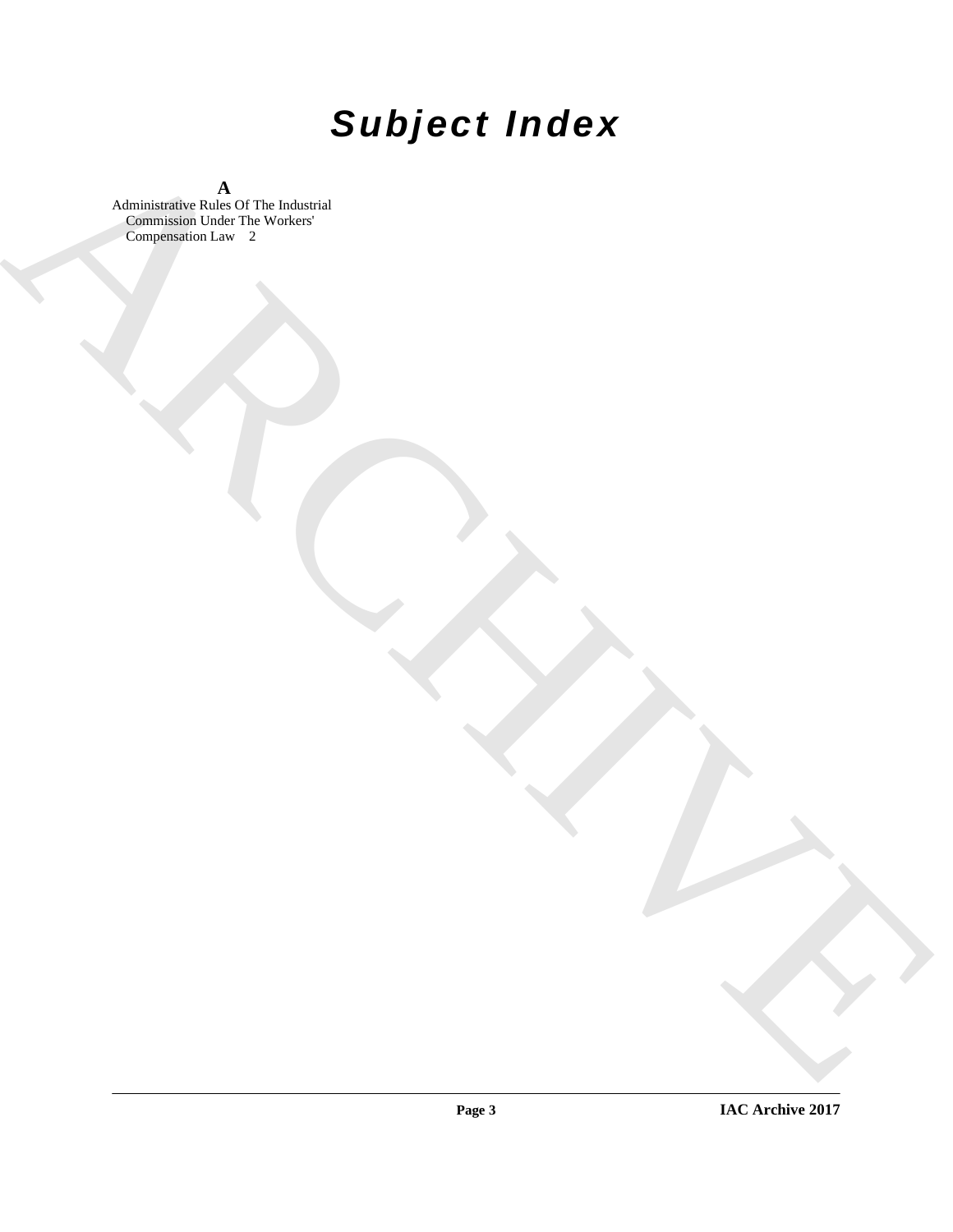# *Subject Index*

**A**

Administrative Rules Of The Industrial Commission Under The Workers' Compensation Law 2